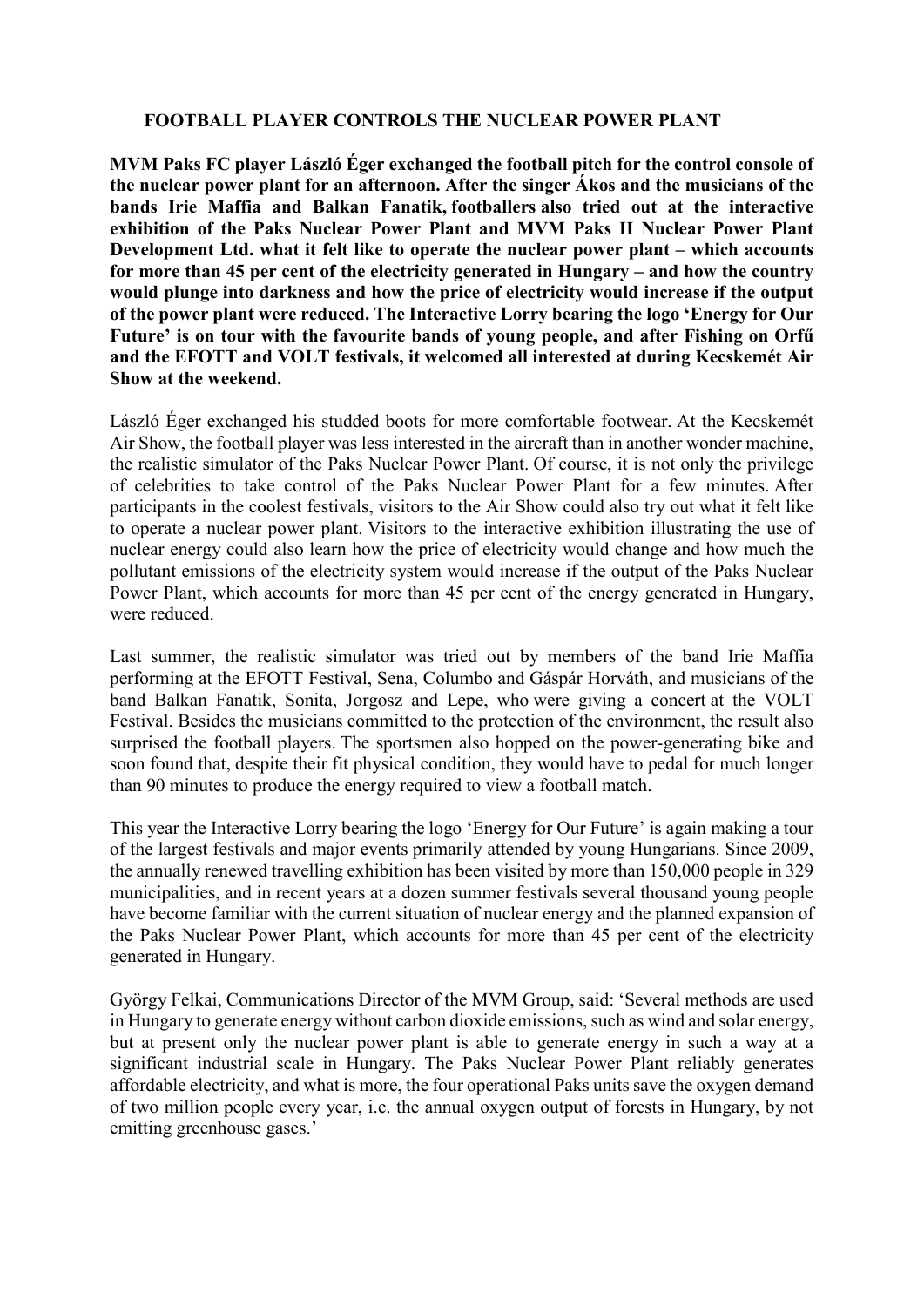# FOOTBALL PLAYER CONTROLS THE NUCLEAR POWER PLANT

**MVM Paks FC player László Éger exchanged the football pitch for the control console of the nuclear power plant for an afternoon. After the singer Ákos and the musicians of the bands Irie Maffia and Balkan Fanatik, footballers also tried out at the interactive exhibition of the Paks Nuclear Power Plant and MVM Paks II Nuclear Power Plant Development Ltd. what it felt like to operate the nuclear power plant – which accounts for more than 45 per cent of the electricity generated in Hungary – and how the country would plunge into darkness and how the price of electricity would increase if the output of the power plant were reduced. The Interactive Lorry bearing the logo 'Energy for Our Future' is on tour with the favourite bands of young people, and after Fishing on Orfű and the EFOTT and VOLT festivals, it welcomed all interested at during Kecskemét Air Show at the weekend.**

László Éger exchanged his studded boots for more comfortable footwear. At the Kecskemét Air Show, the football player was less interested in the aircraft than in another wonder machine, the realistic simulator of the Paks Nuclear Power Plant. Of course, it is not only the privilege of celebrities to take control of the Paks Nuclear Power Plant for a few minutes. After participants in the coolest festivals, visitors to the Air Show could also try out what it felt like to operate a nuclear power plant. Visitors to the interactive exhibition illustrating the use of nuclear energy could also learn how the price of electricity would change and how much the pollutant emissions of the electricity system would increase if the output of the Paks Nuclear Power Plant, which accounts for more than 45 per cent of the energy generated in Hungary, were reduced.

Last summer, the realistic simulator was tried out by members of the band Irie Maffia performing at the EFOTT Festival, Sena, Columbo and Gáspár Horváth, and musicians of the band Balkan Fanatik, Sonita, Jorgosz and Lepe, who were giving a concert at the VOLT Festival. Besides the musicians committed to the protection of the environment, the result also surprised the football players. The sportsmen also hopped on the power-generating bike and soon found that, despite their fit physical condition, they would have to pedal for much longer than 90 minutes to produce the energy required to view a football match.

This year the Interactive Lorry bearing the logo 'Energy for Our Future' is again making a tour of the largest festivals and major events primarily attended by young Hungarians. Since 2009, the annually renewed travelling exhibition has been visited by more than 150,000 people in 329 municipalities, and in recent years at a dozen summer festivals several thousand young people have become familiar with the current situation of nuclear energy and the planned expansion of the Paks Nuclear Power Plant, which accounts for more than 45 per cent of the electricity generated in Hungary.

György Felkai, Communications Director of the MVM Group, said: 'Several methods are used in Hungary to generate energy without carbon dioxide emissions, such as wind and solar energy, but at present only the nuclear power plant is able to generate energy in such a way at a significant industrial scale in Hungary. The Paks Nuclear Power Plant reliably generates affordable electricity, and what is more, the four operational Paks units save the oxygen demand of two million people every year, i.e. the annual oxygen output of forests in Hungary, by not emitting greenhouse gases.'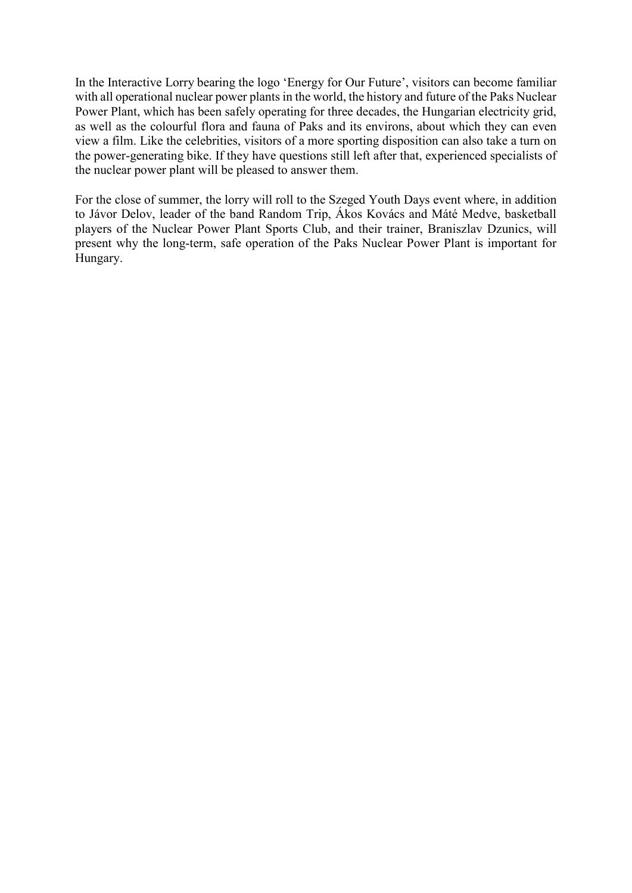In the Interactive Lorry bearing the logo 'Energy for Our Future', visitors can become familiar with all operational nuclear power plants in the world, the history and future of the Paks Nuclear Power Plant, which has been safely operating for three decades, the Hungarian electricity grid, as well as the colourful flora and fauna of Paks and its environs, about which they can even view a film. Like the celebrities, visitors of a more sporting disposition can also take a turn on the power-generating bike. If they have questions still left after that, experienced specialists of the nuclear power plant will be pleased to answer them.

For the close of summer, the lorry will roll to the Szeged Youth Days event where, in addition to Jávor Delov, leader of the band Random Trip, Ákos Kovács and Máté Medve, basketball players of the Nuclear Power Plant Sports Club, and their trainer, Braniszlav Dzunics, will present why the long-term, safe operation of the Paks Nuclear Power Plant is important for Hungary.